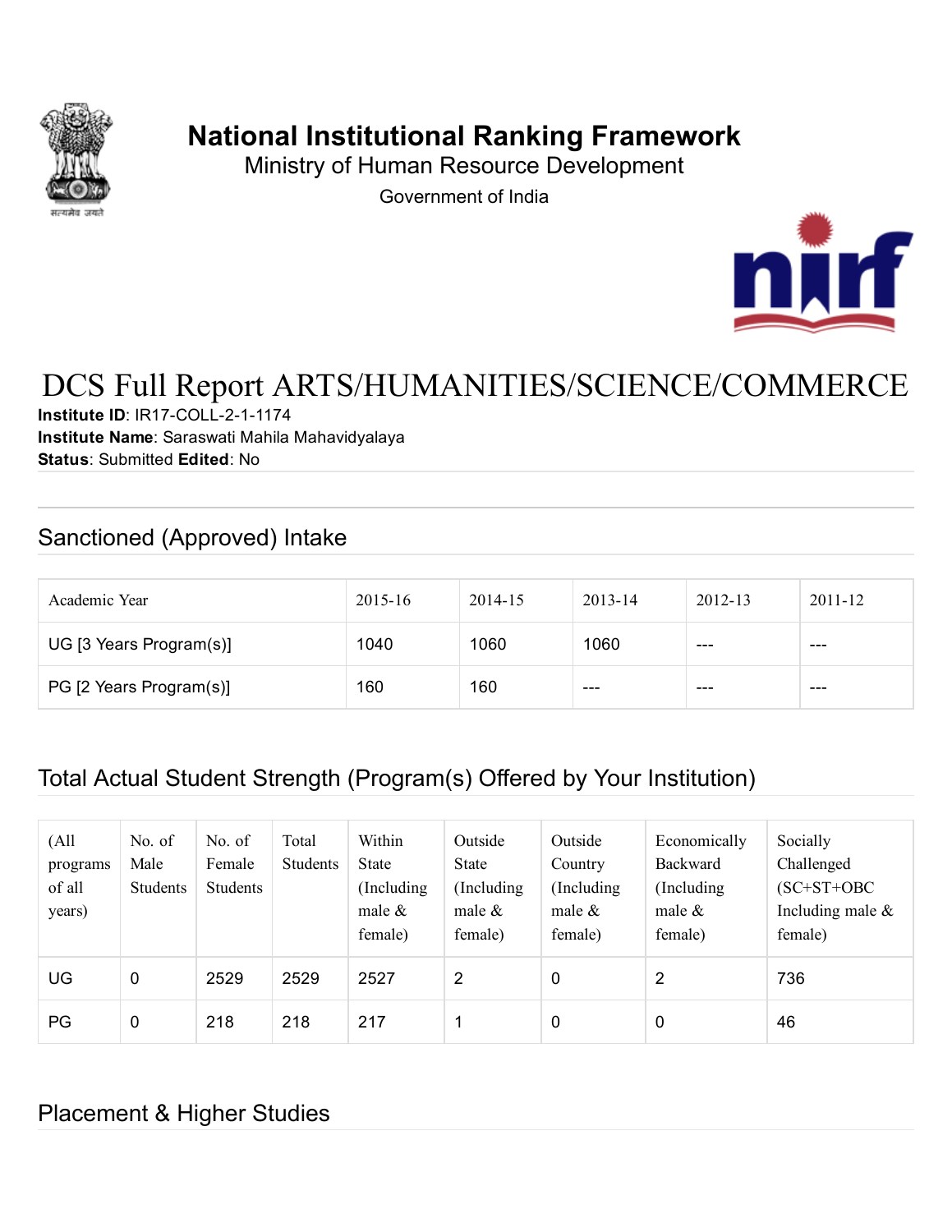# National Institutional Ranking Framework

Ministry of Human Resource Development

Government of India

# DCS Full Report ARTS/HUMANITIES/SCIENCE/COMMERCE

**Institute ID**: IR17-COLL-2-1-1174

**Institute Name**: Saraswati Mahila Mahavidyalaya

**Status**: Submitted **Edited**: No

## Sanctioned (Approved) Intake

| Academic Year | 2015-16 | 2014-15 | 2013-14 | 2012-13 | 2011-12 |
|---|---|---|---|---|---|
| UG [3 Years Program(s)] | 1040 | 1060 | 1060 | --- | --- |
| PG [2 Years Program(s)] | 160 | 160 | --- | --- | --- |

## Total Actual Student Strength (Program(s) Offered by Your Institution)

| (All programs of all years) | No. of Male Students | No. of Female Students | Total Students | Within State (Including male & female) | Outside State (Including male & female) | Outside Country (Including male & female) | Economically Backward (Including male & female) | Socially Challenged (SC+ST+OBC Including male & female) |
|---|---|---|---|---|---|---|---|---|
| UG | 0 | 2529 | 2529 | 2527 | 2 | 0 | 2 | 736 |
| PG | 0 | 218 | 218 | 217 | 1 | 0 | 0 | 46 |

## Placement & Higher Studies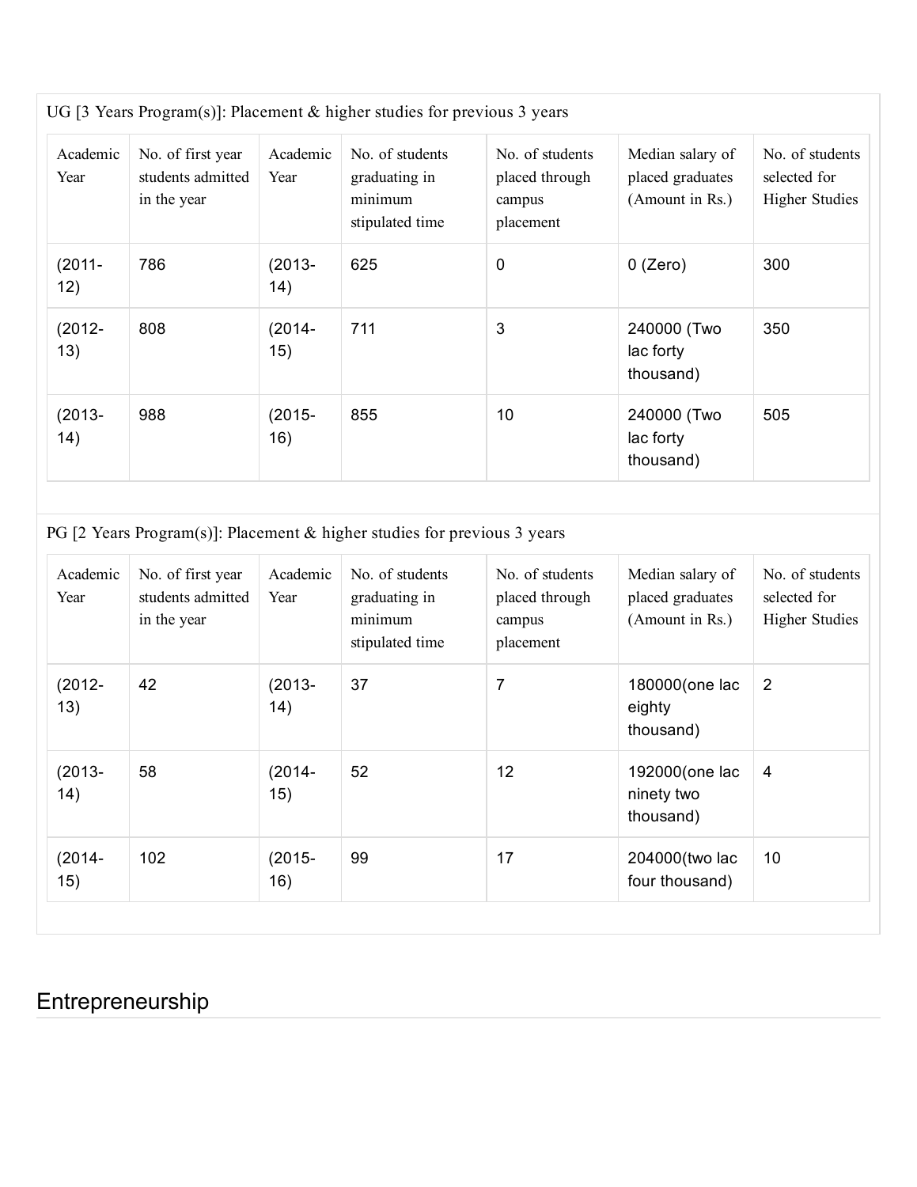UG [3 Years Program(s)]: Placement & higher studies for previous 3 years

| Academic Year | No. of first year students admitted in the year | Academic Year | No. of students graduating in minimum stipulated time | No. of students placed through campus placement | Median salary of placed graduates (Amount in Rs.) | No. of students selected for Higher Studies |
|---|---|---|---|---|---|---|
| (2011-12) | 786 | (2013-14) | 625 | 0 | 0 (Zero) | 300 |
| (2012-13) | 808 | (2014-15) | 711 | 3 | 240000 (Two lac forty thousand) | 350 |
| (2013-14) | 988 | (2015-16) | 855 | 10 | 240000 (Two lac forty thousand) | 505 |

PG [2 Years Program(s)]: Placement & higher studies for previous 3 years

| Academic Year | No. of first year students admitted in the year | Academic Year | No. of students graduating in minimum stipulated time | No. of students placed through campus placement | Median salary of placed graduates (Amount in Rs.) | No. of students selected for Higher Studies |
|---|---|---|---|---|---|---|
| (2012-13) | 42 | (2013-14) | 37 | 7 | 180000(one lac eighty thousand) | 2 |
| (2013-14) | 58 | (2014-15) | 52 | 12 | 192000(one lac ninety two thousand) | 4 |
| (2014-15) | 102 | (2015-16) | 99 | 17 | 204000(two lac four thousand) | 10 |

## Entrepreneurship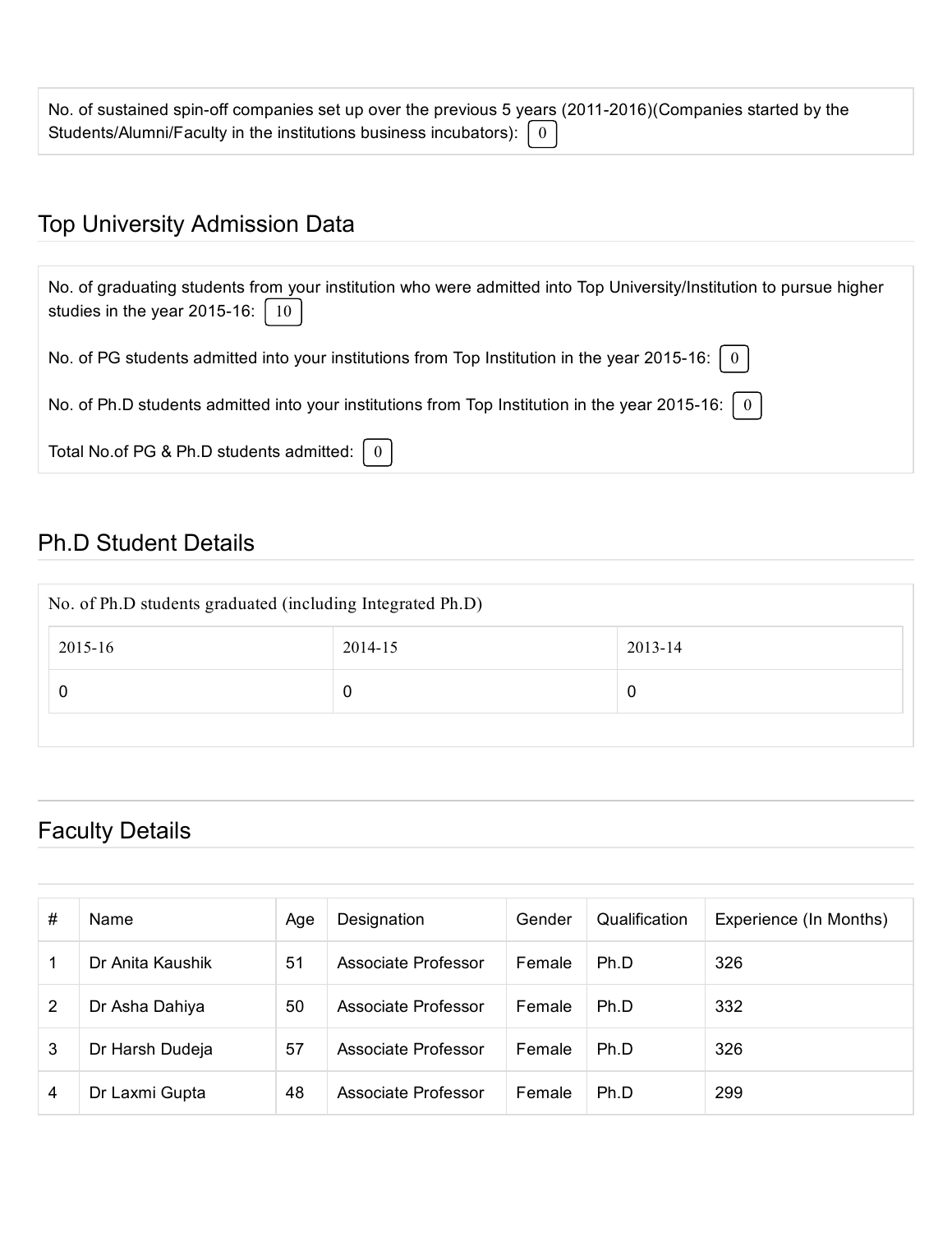No. of sustained spin-off companies set up over the previous 5 years (2011-2016)(Companies started by the Students/Alumni/Faculty in the institutions business incubators): 0

## Top University Admission Data

No. of graduating students from your institution who were admitted into Top University/Institution to pursue higher studies in the year 2015-16: 10

No. of PG students admitted into your institutions from Top Institution in the year 2015-16: 0

No. of Ph.D students admitted into your institutions from Top Institution in the year 2015-16: 0

Total No.of PG & Ph.D students admitted: 0

## Ph.D Student Details

No. of Ph.D students graduated (including Integrated Ph.D)

| 2015-16 | 2014-15 | 2013-14 |
|---|---|---|
| 0 | 0 | 0 |

## Faculty Details

| # | Name | Age | Designation | Gender | Qualification | Experience (In Months) |
|---|---|---|---|---|---|---|
| 1 | Dr Anita Kaushik | 51 | Associate Professor | Female | Ph.D | 326 |
| 2 | Dr Asha Dahiya | 50 | Associate Professor | Female | Ph.D | 332 |
| 3 | Dr Harsh Dudeja | 57 | Associate Professor | Female | Ph.D | 326 |
| 4 | Dr Laxmi Gupta | 48 | Associate Professor | Female | Ph.D | 299 |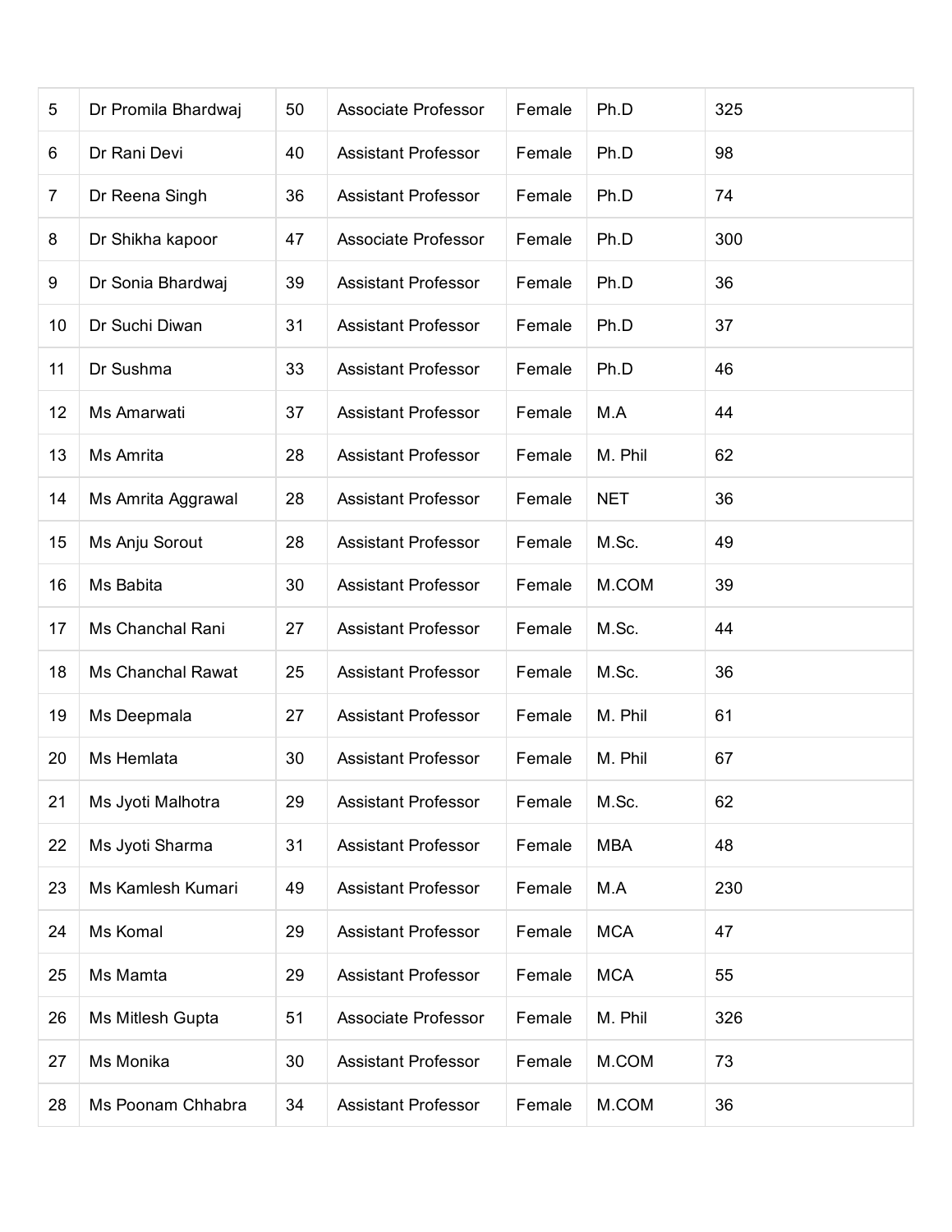| | | | | | | |
|---|---|---|---|---|---|---|
| 5 | Dr Promila Bhardwaj | 50 | Associate Professor | Female | Ph.D | 325 |
| 6 | Dr Rani Devi | 40 | Assistant Professor | Female | Ph.D | 98 |
| 7 | Dr Reena Singh | 36 | Assistant Professor | Female | Ph.D | 74 |
| 8 | Dr Shikha kapoor | 47 | Associate Professor | Female | Ph.D | 300 |
| 9 | Dr Sonia Bhardwaj | 39 | Assistant Professor | Female | Ph.D | 36 |
| 10 | Dr Suchi Diwan | 31 | Assistant Professor | Female | Ph.D | 37 |
| 11 | Dr Sushma | 33 | Assistant Professor | Female | Ph.D | 46 |
| 12 | Ms Amarwati | 37 | Assistant Professor | Female | M.A | 44 |
| 13 | Ms Amrita | 28 | Assistant Professor | Female | M. Phil | 62 |
| 14 | Ms Amrita Aggrawal | 28 | Assistant Professor | Female | NET | 36 |
| 15 | Ms Anju Sorout | 28 | Assistant Professor | Female | M.Sc. | 49 |
| 16 | Ms Babita | 30 | Assistant Professor | Female | M.COM | 39 |
| 17 | Ms Chanchal Rani | 27 | Assistant Professor | Female | M.Sc. | 44 |
| 18 | Ms Chanchal Rawat | 25 | Assistant Professor | Female | M.Sc. | 36 |
| 19 | Ms Deepmala | 27 | Assistant Professor | Female | M. Phil | 61 |
| 20 | Ms Hemlata | 30 | Assistant Professor | Female | M. Phil | 67 |
| 21 | Ms Jyoti Malhotra | 29 | Assistant Professor | Female | M.Sc. | 62 |
| 22 | Ms Jyoti Sharma | 31 | Assistant Professor | Female | MBA | 48 |
| 23 | Ms Kamlesh Kumari | 49 | Assistant Professor | Female | M.A | 230 |
| 24 | Ms Komal | 29 | Assistant Professor | Female | MCA | 47 |
| 25 | Ms Mamta | 29 | Assistant Professor | Female | MCA | 55 |
| 26 | Ms Mitlesh Gupta | 51 | Associate Professor | Female | M. Phil | 326 |
| 27 | Ms Monika | 30 | Assistant Professor | Female | M.COM | 73 |
| 28 | Ms Poonam Chhabra | 34 | Assistant Professor | Female | M.COM | 36 |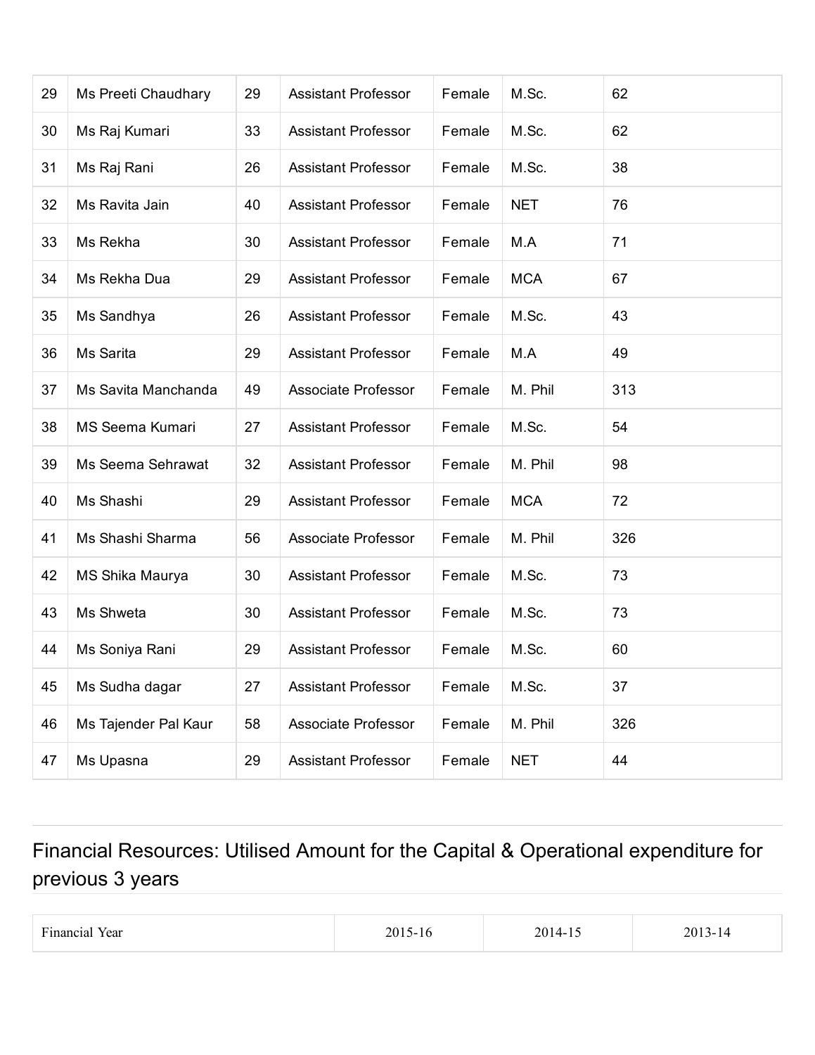| 29 | Ms Preeti Chaudhary | 29 | Assistant Professor | Female | M.Sc. | 62 |
|---|---|---|---|---|---|---|
| 30 | Ms Raj Kumari | 33 | Assistant Professor | Female | M.Sc. | 62 |
| 31 | Ms Raj Rani | 26 | Assistant Professor | Female | M.Sc. | 38 |
| 32 | Ms Ravita Jain | 40 | Assistant Professor | Female | NET | 76 |
| 33 | Ms Rekha | 30 | Assistant Professor | Female | M.A | 71 |
| 34 | Ms Rekha Dua | 29 | Assistant Professor | Female | MCA | 67 |
| 35 | Ms Sandhya | 26 | Assistant Professor | Female | M.Sc. | 43 |
| 36 | Ms Sarita | 29 | Assistant Professor | Female | M.A | 49 |
| 37 | Ms Savita Manchanda | 49 | Associate Professor | Female | M. Phil | 313 |
| 38 | MS Seema Kumari | 27 | Assistant Professor | Female | M.Sc. | 54 |
| 39 | Ms Seema Sehrawat | 32 | Assistant Professor | Female | M. Phil | 98 |
| 40 | Ms Shashi | 29 | Assistant Professor | Female | MCA | 72 |
| 41 | Ms Shashi Sharma | 56 | Associate Professor | Female | M. Phil | 326 |
| 42 | MS Shika Maurya | 30 | Assistant Professor | Female | M.Sc. | 73 |
| 43 | Ms Shweta | 30 | Assistant Professor | Female | M.Sc. | 73 |
| 44 | Ms Soniya Rani | 29 | Assistant Professor | Female | M.Sc. | 60 |
| 45 | Ms Sudha dagar | 27 | Assistant Professor | Female | M.Sc. | 37 |
| 46 | Ms Tajender Pal Kaur | 58 | Associate Professor | Female | M. Phil | 326 |
| 47 | Ms Upasna | 29 | Assistant Professor | Female | NET | 44 |

## Financial Resources: Utilised Amount for the Capital & Operational expenditure for previous 3 years

| Financial Year | 2015-16 | 2014-15 | 2013-14 |
|---|---|---|---|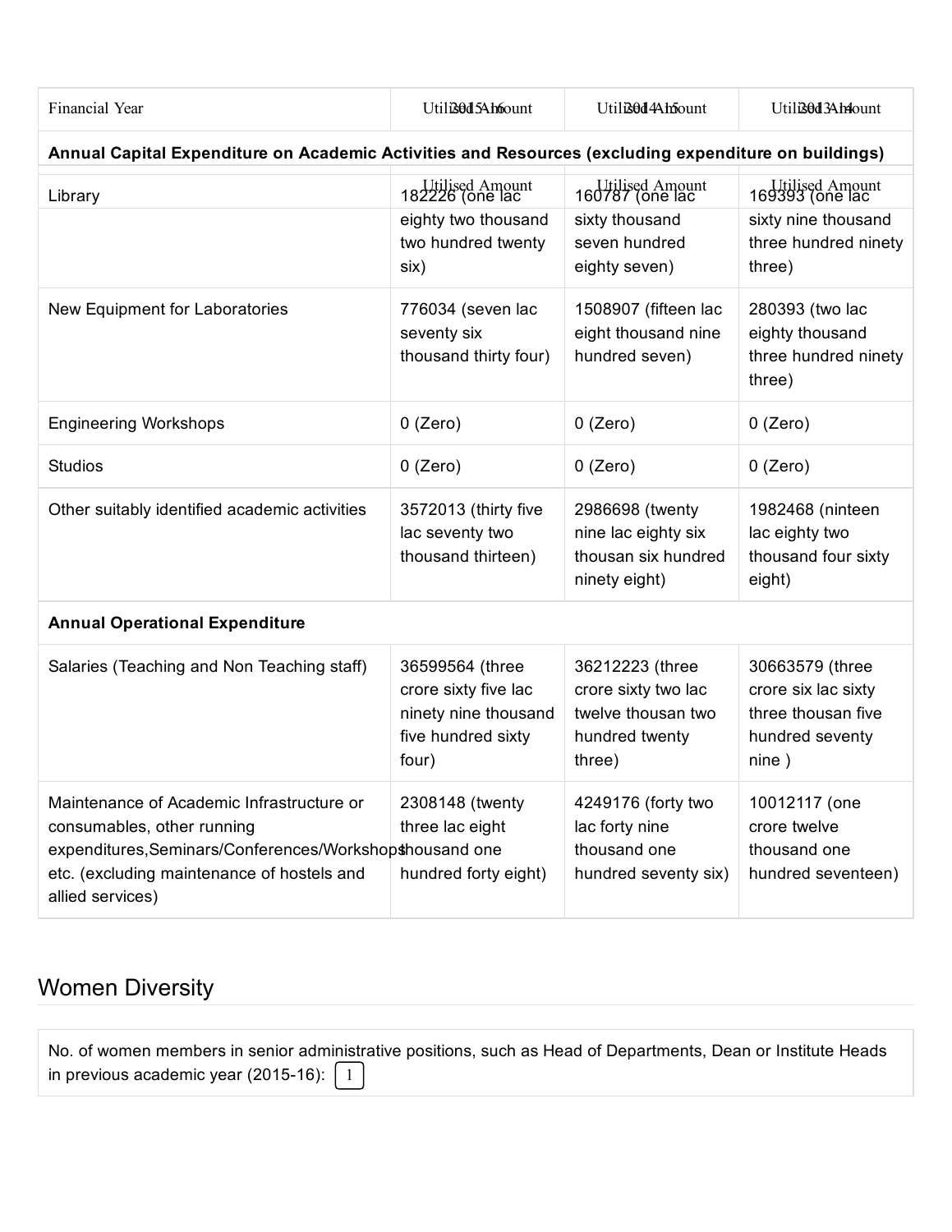| Financial Year | 2015-16 Utilised Amount | 2014-15 Utilised Amount | 2013-14 Utilised Amount |
|---|---|---|---|
| **Annual Capital Expenditure on Academic Activities and Resources (excluding expenditure on buildings)** | | | |
| Library | 182226 (one lac eighty two thousand two hundred twenty six) | 160787 (one lac sixty thousand seven hundred eighty seven) | 169393 (one lac sixty nine thousand three hundred ninety three) |
| New Equipment for Laboratories | 776034 (seven lac seventy six thousand thirty four) | 1508907 (fifteen lac eight thousand nine hundred seven) | 280393 (two lac eighty thousand three hundred ninety three) |
| Engineering Workshops | 0 (Zero) | 0 (Zero) | 0 (Zero) |
| Studios | 0 (Zero) | 0 (Zero) | 0 (Zero) |
| Other suitably identified academic activities | 3572013 (thirty five lac seventy two thousand thirteen) | 2986698 (twenty nine lac eighty six thousan six hundred ninety eight) | 1982468 (ninteen lac eighty two thousand four sixty eight) |
| **Annual Operational Expenditure** | | | |
| Salaries (Teaching and Non Teaching staff) | 36599564 (three crore sixty five lac ninety nine thousand five hundred sixty four) | 36212223 (three crore sixty two lac twelve thousan two hundred twenty three) | 30663579 (three crore six lac sixty three thousan five hundred seventy nine ) |
| Maintenance of Academic Infrastructure or consumables, other running expenditures,Seminars/Conferences/Workshops etc. (excluding maintenance of hostels and allied services) | 2308148 (twenty three lac eight thousand one hundred forty eight) | 4249176 (forty two lac forty nine thousand one hundred seventy six) | 10012117 (one crore twelve thousand one hundred seventeen) |

## Women Diversity

No. of women members in senior administrative positions, such as Head of Departments, Dean or Institute Heads in previous academic year (2015-16): 1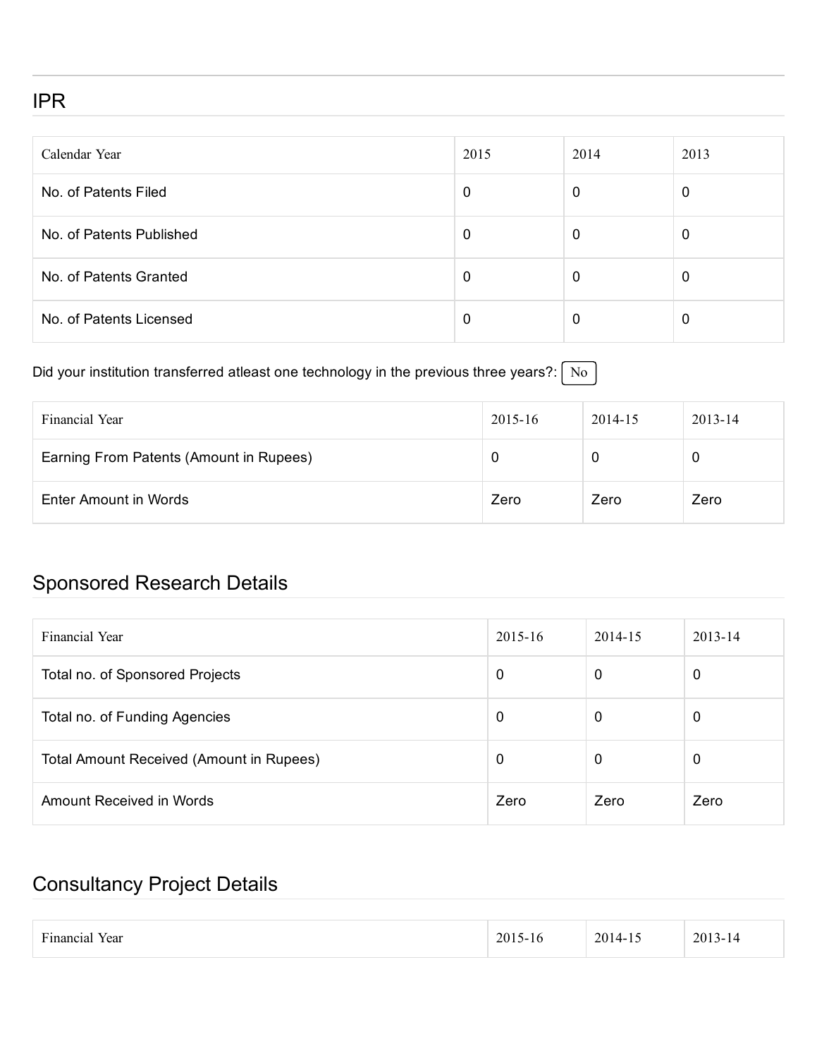## IPR

| Calendar Year | 2015 | 2014 | 2013 |
| --- | --- | --- | --- |
| No. of Patents Filed | 0 | 0 | 0 |
| No. of Patents Published | 0 | 0 | 0 |
| No. of Patents Granted | 0 | 0 | 0 |
| No. of Patents Licensed | 0 | 0 | 0 |

Did your institution transferred atleast one technology in the previous three years?: No

| Financial Year | 2015-16 | 2014-15 | 2013-14 |
| --- | --- | --- | --- |
| Earning From Patents (Amount in Rupees) | 0 | 0 | 0 |
| Enter Amount in Words | Zero | Zero | Zero |

## Sponsored Research Details

| Financial Year | 2015-16 | 2014-15 | 2013-14 |
| --- | --- | --- | --- |
| Total no. of Sponsored Projects | 0 | 0 | 0 |
| Total no. of Funding Agencies | 0 | 0 | 0 |
| Total Amount Received (Amount in Rupees) | 0 | 0 | 0 |
| Amount Received in Words | Zero | Zero | Zero |

## Consultancy Project Details

| Financial Year | 2015-16 | 2014-15 | 2013-14 |
| --- | --- | --- | --- |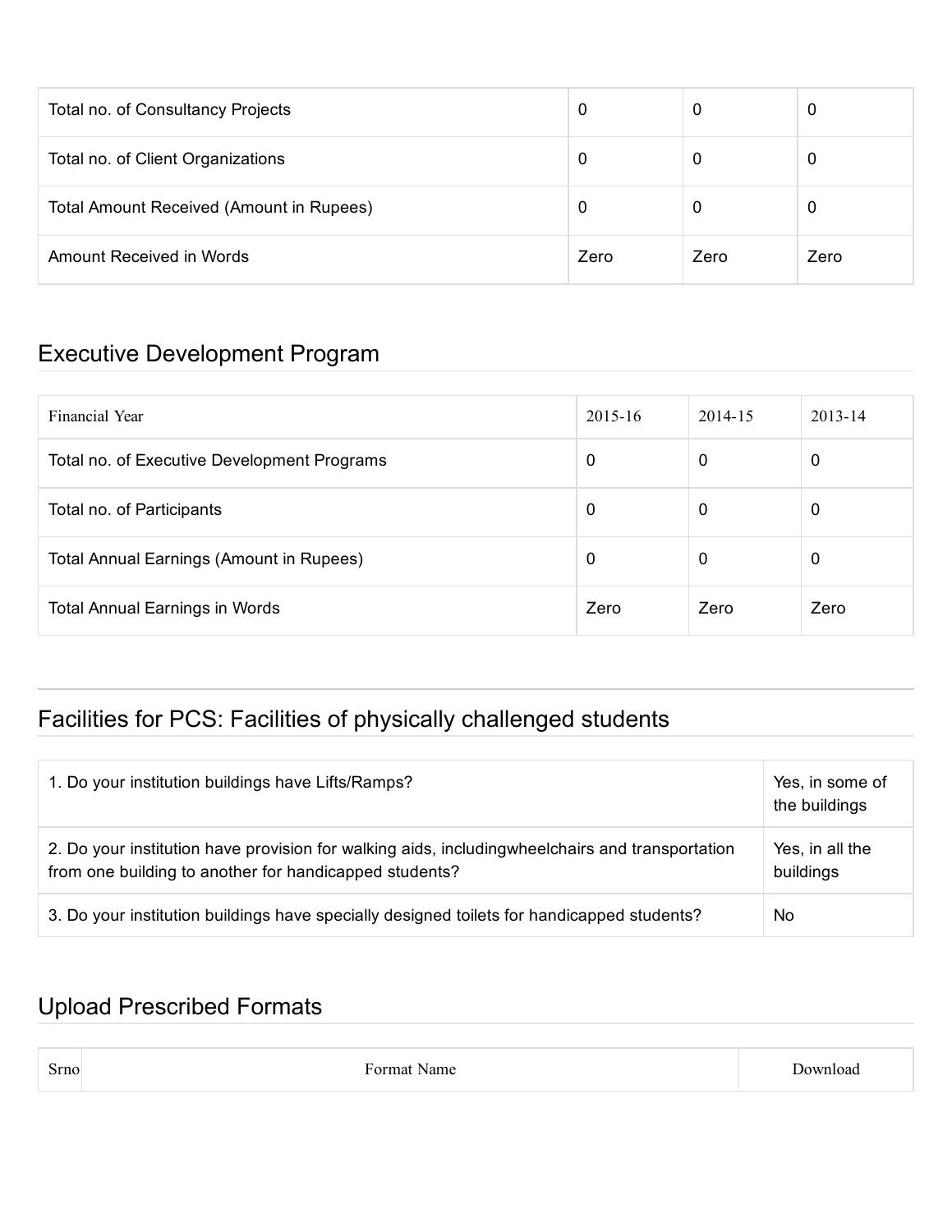| | | | |
|---|---|---|---|
| Total no. of Consultancy Projects | 0 | 0 | 0 |
| Total no. of Client Organizations | 0 | 0 | 0 |
| Total Amount Received (Amount in Rupees) | 0 | 0 | 0 |
| Amount Received in Words | Zero | Zero | Zero |

## Executive Development Program

| Financial Year | 2015-16 | 2014-15 | 2013-14 |
|---|---|---|---|
| Total no. of Executive Development Programs | 0 | 0 | 0 |
| Total no. of Participants | 0 | 0 | 0 |
| Total Annual Earnings (Amount in Rupees) | 0 | 0 | 0 |
| Total Annual Earnings in Words | Zero | Zero | Zero |

## Facilities for PCS: Facilities of physically challenged students

| | |
|---|---|
| 1. Do your institution buildings have Lifts/Ramps? | Yes, in some of the buildings |
| 2. Do your institution have provision for walking aids, includingwheelchairs and transportation from one building to another for handicapped students? | Yes, in all the buildings |
| 3. Do your institution buildings have specially designed toilets for handicapped students? | No |

## Upload Prescribed Formats

| Srno | Format Name | Download |
|---|---|---|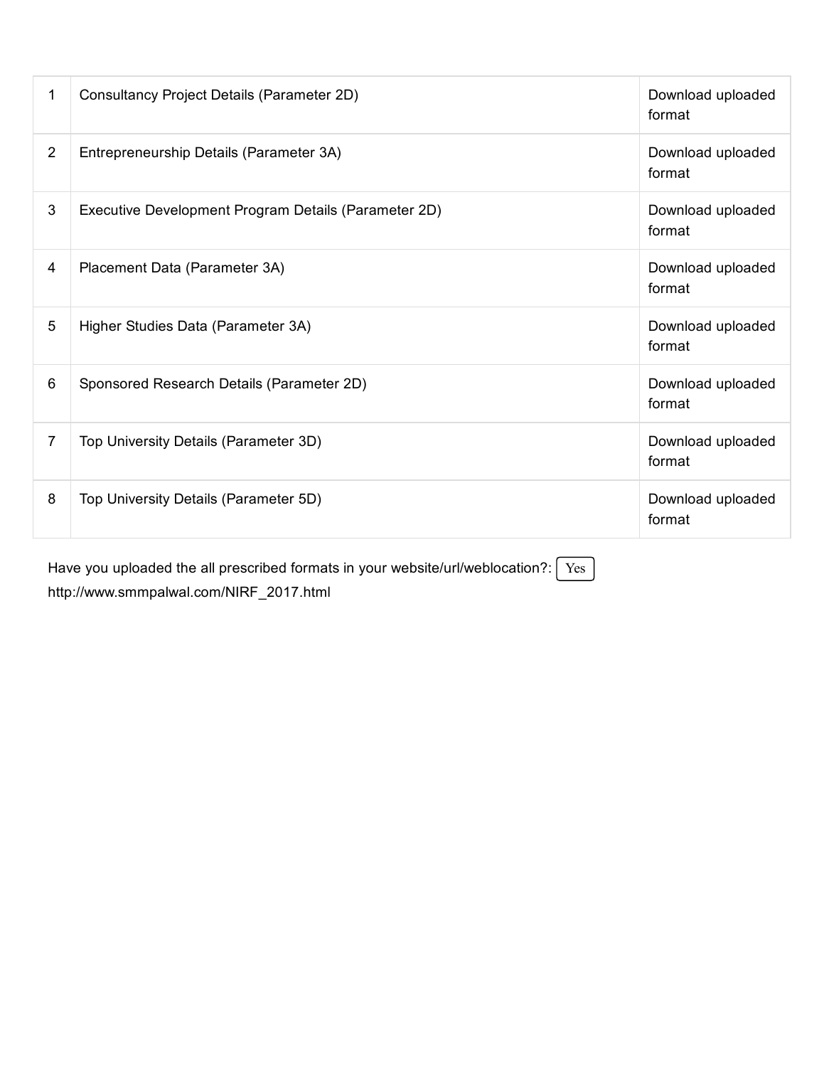| | | |
|---|---|---|
| 1 | Consultancy Project Details (Parameter 2D) | Download uploaded format |
| 2 | Entrepreneurship Details (Parameter 3A) | Download uploaded format |
| 3 | Executive Development Program Details (Parameter 2D) | Download uploaded format |
| 4 | Placement Data (Parameter 3A) | Download uploaded format |
| 5 | Higher Studies Data (Parameter 3A) | Download uploaded format |
| 6 | Sponsored Research Details (Parameter 2D) | Download uploaded format |
| 7 | Top University Details (Parameter 3D) | Download uploaded format |
| 8 | Top University Details (Parameter 5D) | Download uploaded format |

Have you uploaded the all prescribed formats in your website/url/weblocation?: Yes
http://www.smmpalwal.com/NIRF_2017.html